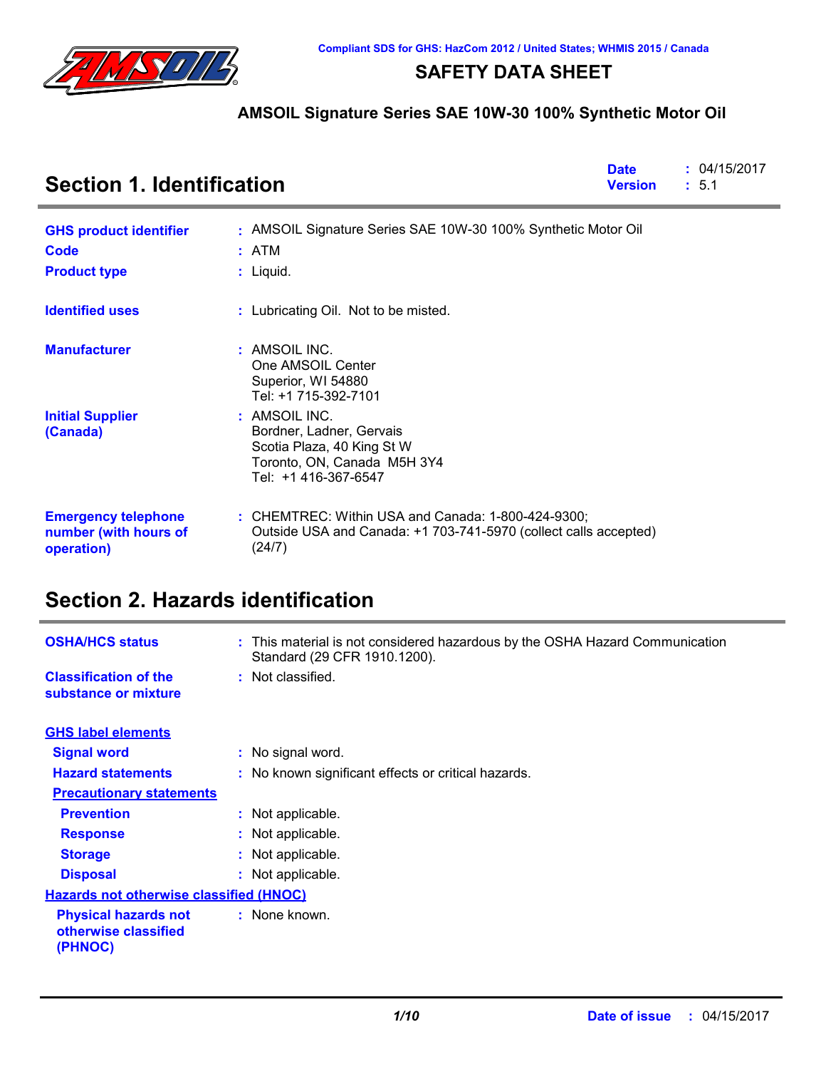Compliant SDS for GHS: HazCom 2012 / United States; WHMIS 2015 / Canada

# SAFETY DATA SHEET

**AMSOIL Signature Series SAE 10W-30 100% Synthetic Motor Oil**

## Section 1. Identification

**Date** : 04/15/2017
**Version** : 5.1

**GHS product identifier** : AMSOIL Signature Series SAE 10W-30 100% Synthetic Motor Oil

**Code** : ATM

**Product type** : Liquid.

**Identified uses** : Lubricating Oil. Not to be misted.

**Manufacturer** : AMSOIL INC.
One AMSOIL Center
Superior, WI 54880
Tel: +1 715-392-7101

**Initial Supplier (Canada)** : AMSOIL INC.
Bordner, Ladner, Gervais
Scotia Plaza, 40 King St W
Toronto, ON, Canada M5H 3Y4
Tel: +1 416-367-6547

**Emergency telephone number (with hours of operation)** : CHEMTREC: Within USA and Canada: 1-800-424-9300;
Outside USA and Canada: +1 703-741-5970 (collect calls accepted)
(24/7)

## Section 2. Hazards identification

**OSHA/HCS status** : This material is not considered hazardous by the OSHA Hazard Communication Standard (29 CFR 1910.1200).

**Classification of the substance or mixture** : Not classified.

**GHS label elements**

**Signal word** : No signal word.

**Hazard statements** : No known significant effects or critical hazards.

**Precautionary statements**

**Prevention** : Not applicable.

**Response** : Not applicable.

**Storage** : Not applicable.

**Disposal** : Not applicable.

**Hazards not otherwise classified (HNOC)**

**Physical hazards not otherwise classified (PHNOC)** : None known.

**Date of issue** : 04/15/2017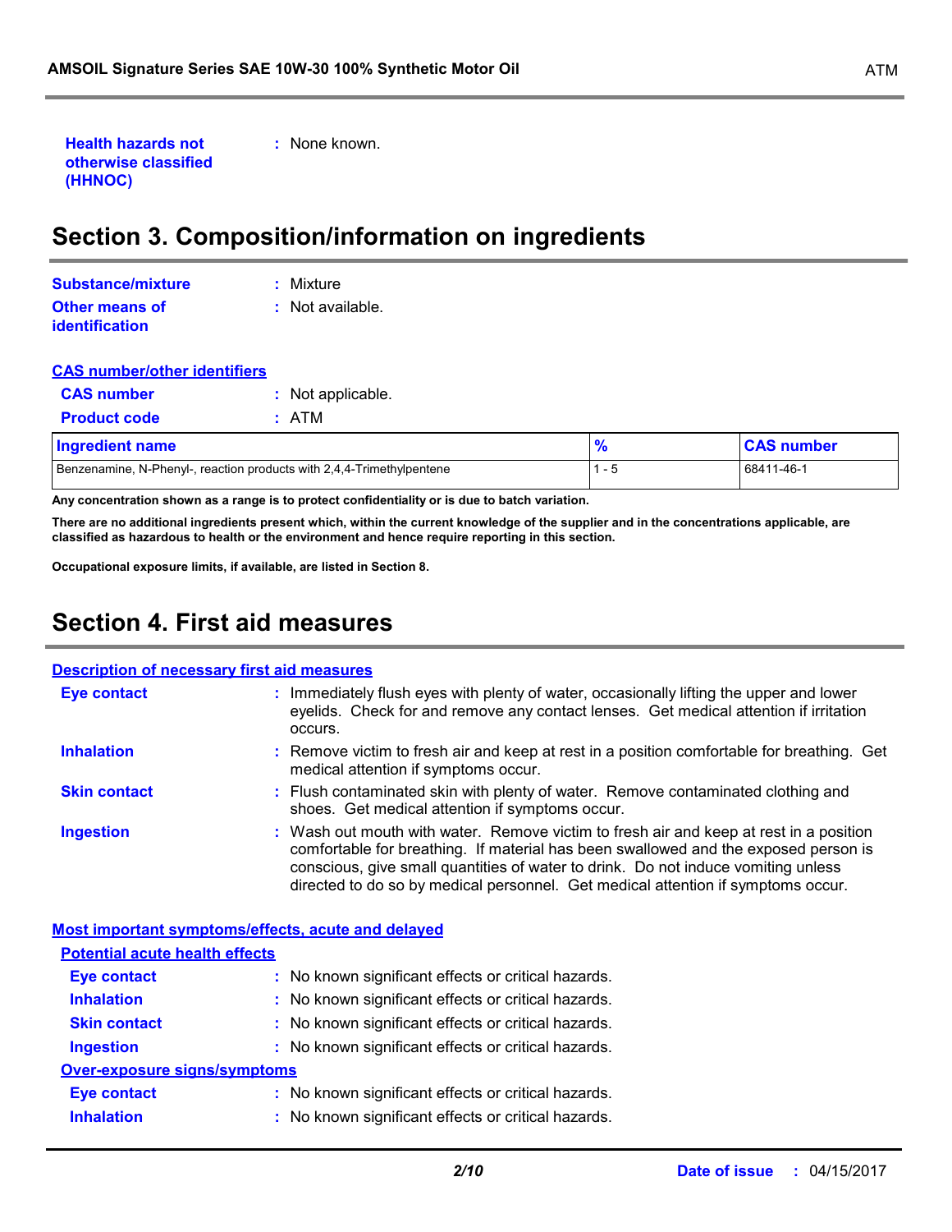**Health hazards not otherwise classified (HHNOC)** : None known.

## Section 3. Composition/information on ingredients

**Substance/mixture** : Mixture

**Other means of identification** : Not available.

**CAS number/other identifiers**

**CAS number** : Not applicable.

**Product code** : ATM

| Ingredient name | % | CAS number |
|---|---|---|
| Benzenamine, N-Phenyl-, reaction products with 2,4,4-Trimethylpentene | 1 - 5 | 68411-46-1 |

**Any concentration shown as a range is to protect confidentiality or is due to batch variation.**

**There are no additional ingredients present which, within the current knowledge of the supplier and in the concentrations applicable, are classified as hazardous to health or the environment and hence require reporting in this section.**

**Occupational exposure limits, if available, are listed in Section 8.**

## Section 4. First aid measures

**Description of necessary first aid measures**

**Eye contact** : Immediately flush eyes with plenty of water, occasionally lifting the upper and lower eyelids. Check for and remove any contact lenses. Get medical attention if irritation occurs.

**Inhalation** : Remove victim to fresh air and keep at rest in a position comfortable for breathing. Get medical attention if symptoms occur.

**Skin contact** : Flush contaminated skin with plenty of water. Remove contaminated clothing and shoes. Get medical attention if symptoms occur.

**Ingestion** : Wash out mouth with water. Remove victim to fresh air and keep at rest in a position comfortable for breathing. If material has been swallowed and the exposed person is conscious, give small quantities of water to drink. Do not induce vomiting unless directed to do so by medical personnel. Get medical attention if symptoms occur.

**Most important symptoms/effects, acute and delayed**

**Potential acute health effects**

**Eye contact** : No known significant effects or critical hazards.

**Inhalation** : No known significant effects or critical hazards.

**Skin contact** : No known significant effects or critical hazards.

**Ingestion** : No known significant effects or critical hazards.

**Over-exposure signs/symptoms**

**Eye contact** : No known significant effects or critical hazards.

**Inhalation** : No known significant effects or critical hazards.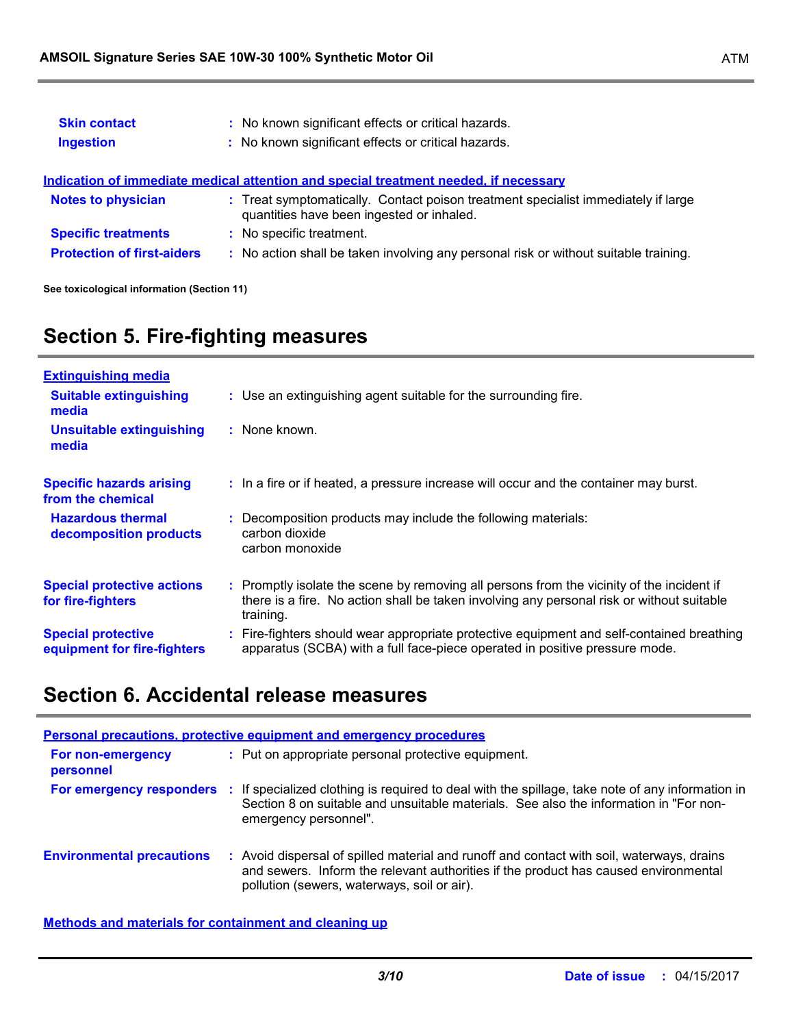**Skin contact** : No known significant effects or critical hazards.

**Ingestion** : No known significant effects or critical hazards.

**Indication of immediate medical attention and special treatment needed, if necessary**

**Notes to physician** : Treat symptomatically. Contact poison treatment specialist immediately if large quantities have been ingested or inhaled.

**Specific treatments** : No specific treatment.

**Protection of first-aiders** : No action shall be taken involving any personal risk or without suitable training.

**See toxicological information (Section 11)**

## Section 5. Fire-fighting measures

**Extinguishing media**

**Suitable extinguishing media** : Use an extinguishing agent suitable for the surrounding fire.

**Unsuitable extinguishing media** : None known.

**Specific hazards arising from the chemical** : In a fire or if heated, a pressure increase will occur and the container may burst.

**Hazardous thermal decomposition products** : Decomposition products may include the following materials:
carbon dioxide
carbon monoxide

**Special protective actions for fire-fighters** : Promptly isolate the scene by removing all persons from the vicinity of the incident if there is a fire. No action shall be taken involving any personal risk or without suitable training.

**Special protective equipment for fire-fighters** : Fire-fighters should wear appropriate protective equipment and self-contained breathing apparatus (SCBA) with a full face-piece operated in positive pressure mode.

## Section 6. Accidental release measures

**Personal precautions, protective equipment and emergency procedures**

**For non-emergency personnel** : Put on appropriate personal protective equipment.

**For emergency responders** : If specialized clothing is required to deal with the spillage, take note of any information in Section 8 on suitable and unsuitable materials. See also the information in "For non-emergency personnel".

**Environmental precautions** : Avoid dispersal of spilled material and runoff and contact with soil, waterways, drains and sewers. Inform the relevant authorities if the product has caused environmental pollution (sewers, waterways, soil or air).

**Methods and materials for containment and cleaning up**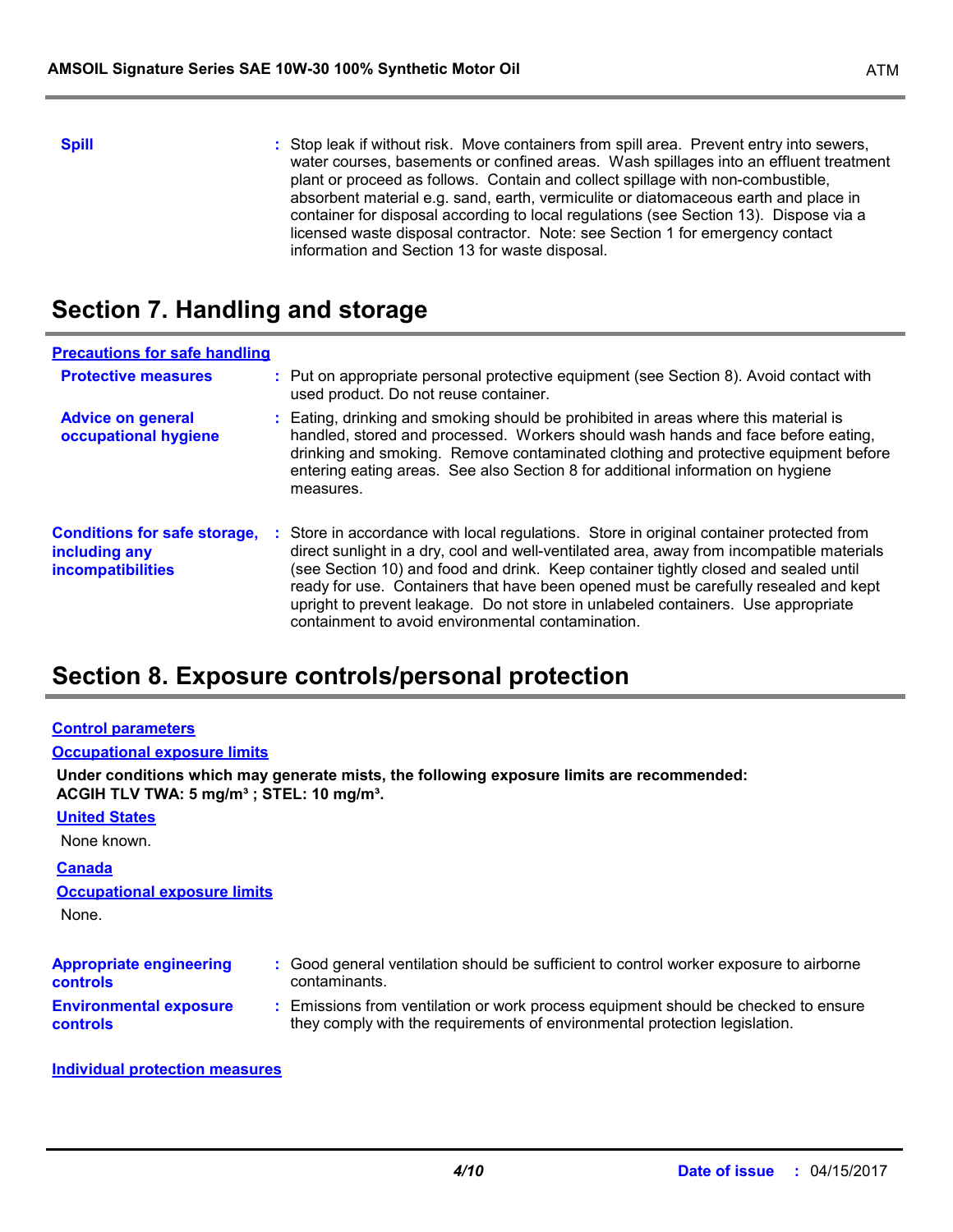**Spill** : Stop leak if without risk. Move containers from spill area. Prevent entry into sewers, water courses, basements or confined areas. Wash spillages into an effluent treatment plant or proceed as follows. Contain and collect spillage with non-combustible, absorbent material e.g. sand, earth, vermiculite or diatomaceous earth and place in container for disposal according to local regulations (see Section 13). Dispose via a licensed waste disposal contractor. Note: see Section 1 for emergency contact information and Section 13 for waste disposal.

## Section 7. Handling and storage

**Precautions for safe handling**

**Protective measures** : Put on appropriate personal protective equipment (see Section 8). Avoid contact with used product. Do not reuse container.

**Advice on general occupational hygiene** : Eating, drinking and smoking should be prohibited in areas where this material is handled, stored and processed. Workers should wash hands and face before eating, drinking and smoking. Remove contaminated clothing and protective equipment before entering eating areas. See also Section 8 for additional information on hygiene measures.

**Conditions for safe storage, including any incompatibilities** : Store in accordance with local regulations. Store in original container protected from direct sunlight in a dry, cool and well-ventilated area, away from incompatible materials (see Section 10) and food and drink. Keep container tightly closed and sealed until ready for use. Containers that have been opened must be carefully resealed and kept upright to prevent leakage. Do not store in unlabeled containers. Use appropriate containment to avoid environmental contamination.

## Section 8. Exposure controls/personal protection

**Control parameters**

**Occupational exposure limits**

**Under conditions which may generate mists, the following exposure limits are recommended:**
**ACGIH TLV TWA: 5 mg/m³ ; STEL: 10 mg/m³.**

**United States**

None known.

**Canada**

**Occupational exposure limits**

None.

**Appropriate engineering controls** : Good general ventilation should be sufficient to control worker exposure to airborne contaminants.

**Environmental exposure controls** : Emissions from ventilation or work process equipment should be checked to ensure they comply with the requirements of environmental protection legislation.

**Individual protection measures**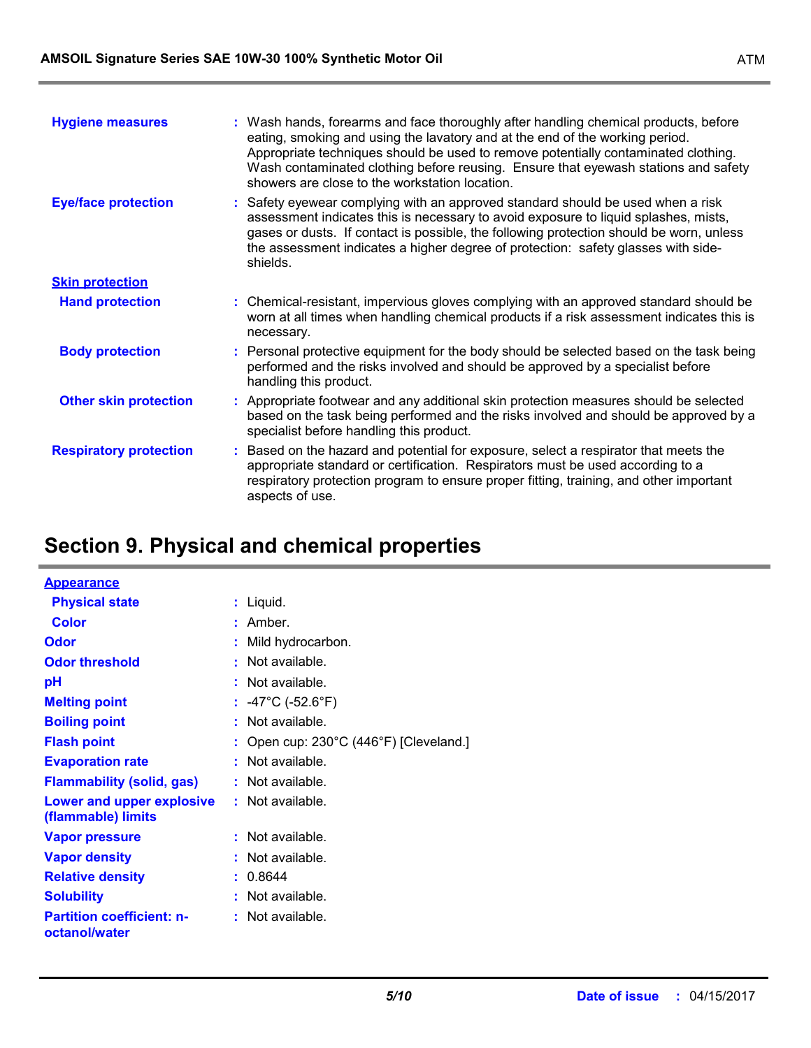**Hygiene measures** : Wash hands, forearms and face thoroughly after handling chemical products, before eating, smoking and using the lavatory and at the end of the working period. Appropriate techniques should be used to remove potentially contaminated clothing. Wash contaminated clothing before reusing. Ensure that eyewash stations and safety showers are close to the workstation location.

**Eye/face protection** : Safety eyewear complying with an approved standard should be used when a risk assessment indicates this is necessary to avoid exposure to liquid splashes, mists, gases or dusts. If contact is possible, the following protection should be worn, unless the assessment indicates a higher degree of protection: safety glasses with side-shields.

**Skin protection**

**Hand protection** : Chemical-resistant, impervious gloves complying with an approved standard should be worn at all times when handling chemical products if a risk assessment indicates this is necessary.

**Body protection** : Personal protective equipment for the body should be selected based on the task being performed and the risks involved and should be approved by a specialist before handling this product.

**Other skin protection** : Appropriate footwear and any additional skin protection measures should be selected based on the task being performed and the risks involved and should be approved by a specialist before handling this product.

**Respiratory protection** : Based on the hazard and potential for exposure, select a respirator that meets the appropriate standard or certification. Respirators must be used according to a respiratory protection program to ensure proper fitting, training, and other important aspects of use.

# Section 9. Physical and chemical properties

**Appearance**

**Physical state** : Liquid.

**Color** : Amber.

**Odor** : Mild hydrocarbon.

**Odor threshold** : Not available.

**pH** : Not available.

**Melting point** : -47°C (-52.6°F)

**Boiling point** : Not available.

**Flash point** : Open cup: 230°C (446°F) [Cleveland.]

**Evaporation rate** : Not available.

**Flammability (solid, gas)** : Not available.

**Lower and upper explosive (flammable) limits** : Not available.

**Vapor pressure** : Not available.

**Vapor density** : Not available.

**Relative density** : 0.8644

**Solubility** : Not available.

**Partition coefficient: n-octanol/water** : Not available.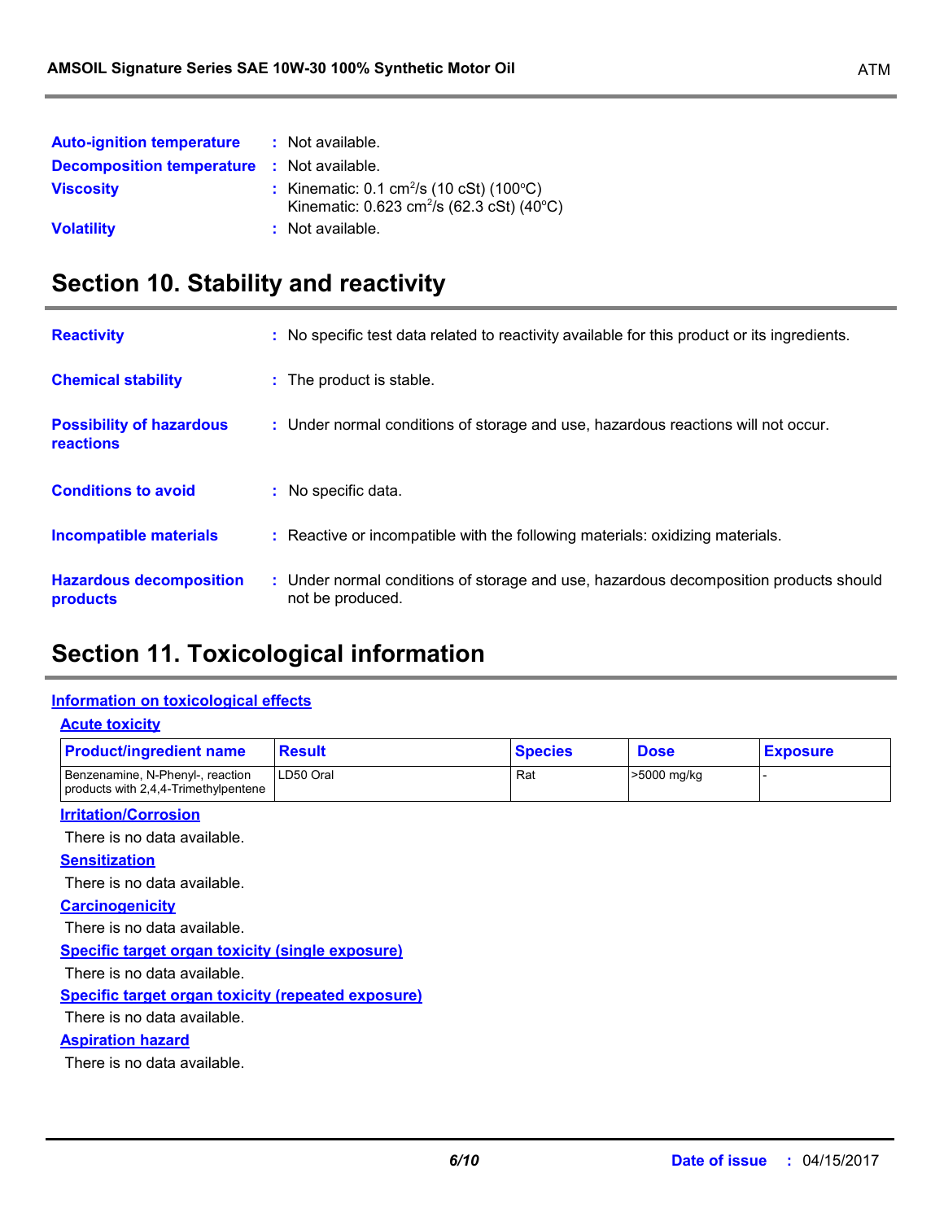**Auto-ignition temperature** : Not available.

**Decomposition temperature** : Not available.

**Viscosity** : Kinematic: 0.1 $cm^2/s$ (10 cSt) (100°C)
Kinematic: 0.623 $cm^2/s$ (62.3 cSt) (40°C)

**Volatility** : Not available.

## Section 10. Stability and reactivity

**Reactivity** : No specific test data related to reactivity available for this product or its ingredients.

**Chemical stability** : The product is stable.

**Possibility of hazardous reactions** : Under normal conditions of storage and use, hazardous reactions will not occur.

**Conditions to avoid** : No specific data.

**Incompatible materials** : Reactive or incompatible with the following materials: oxidizing materials.

**Hazardous decomposition products** : Under normal conditions of storage and use, hazardous decomposition products should not be produced.

## Section 11. Toxicological information

### Information on toxicological effects

#### Acute toxicity

| Product/ingredient name | Result | Species | Dose | Exposure |
|---|---|---|---|---|
| Benzenamine, N-Phenyl-, reaction products with 2,4,4-Trimethylpentene | LD50 Oral | Rat | >5000 mg/kg | - |

#### Irritation/Corrosion

There is no data available.

#### Sensitization

There is no data available.

#### Carcinogenicity

There is no data available.

#### Specific target organ toxicity (single exposure)

There is no data available.

#### Specific target organ toxicity (repeated exposure)

There is no data available.

#### Aspiration hazard

There is no data available.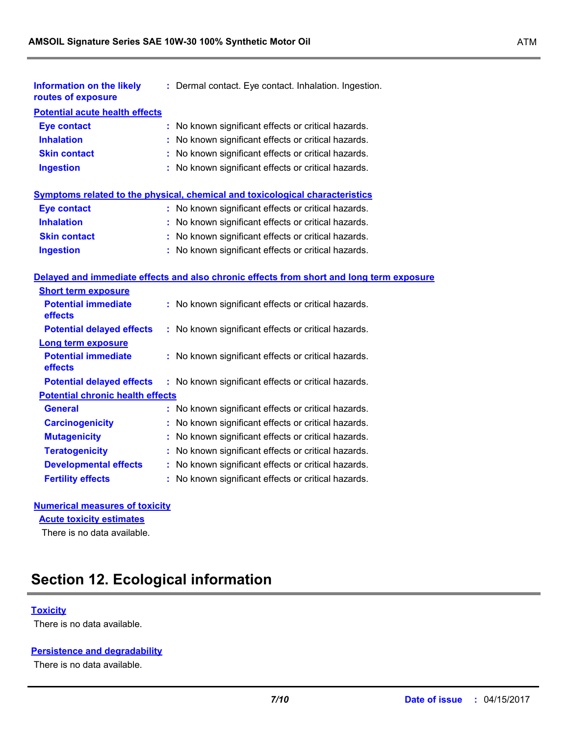**Information on the likely routes of exposure** : Dermal contact. Eye contact. Inhalation. Ingestion.

**Potential acute health effects**

| | |
|---|---|
| **Eye contact** | : No known significant effects or critical hazards. |
| **Inhalation** | : No known significant effects or critical hazards. |
| **Skin contact** | : No known significant effects or critical hazards. |
| **Ingestion** | : No known significant effects or critical hazards. |

**Symptoms related to the physical, chemical and toxicological characteristics**

| | |
|---|---|
| **Eye contact** | : No known significant effects or critical hazards. |
| **Inhalation** | : No known significant effects or critical hazards. |
| **Skin contact** | : No known significant effects or critical hazards. |
| **Ingestion** | : No known significant effects or critical hazards. |

**Delayed and immediate effects and also chronic effects from short and long term exposure**

**Short term exposure**

| | |
|---|---|
| **Potential immediate effects** | : No known significant effects or critical hazards. |
| **Potential delayed effects** | : No known significant effects or critical hazards. |

**Long term exposure**

| | |
|---|---|
| **Potential immediate effects** | : No known significant effects or critical hazards. |
| **Potential delayed effects** | : No known significant effects or critical hazards. |

**Potential chronic health effects**

| | |
|---|---|
| **General** | : No known significant effects or critical hazards. |
| **Carcinogenicity** | : No known significant effects or critical hazards. |
| **Mutagenicity** | : No known significant effects or critical hazards. |
| **Teratogenicity** | : No known significant effects or critical hazards. |
| **Developmental effects** | : No known significant effects or critical hazards. |
| **Fertility effects** | : No known significant effects or critical hazards. |

**Numerical measures of toxicity**

**Acute toxicity estimates**

There is no data available.

## Section 12. Ecological information

**Toxicity**

There is no data available.

**Persistence and degradability**

There is no data available.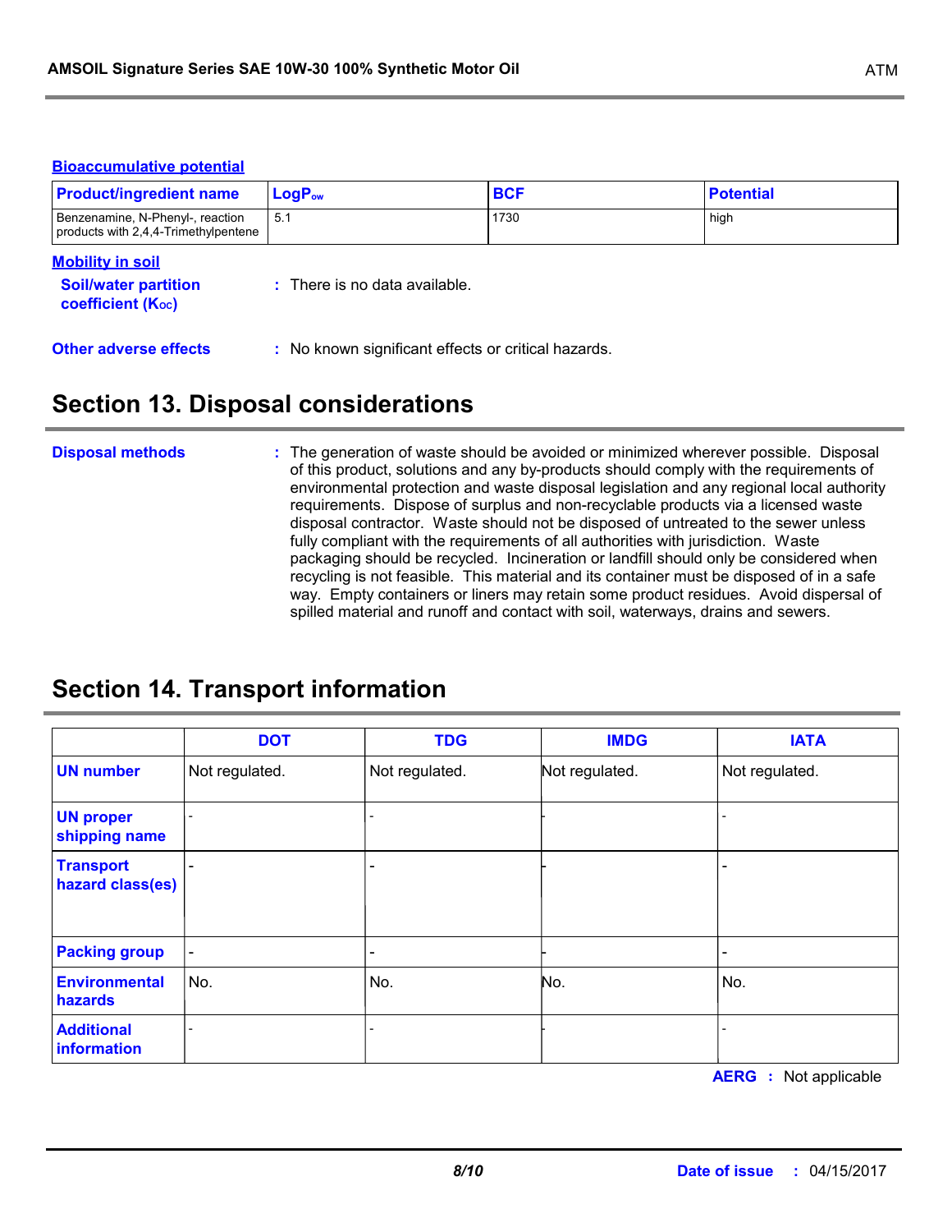### Bioaccumulative potential

| Product/ingredient name | $LogP_{ow}$ | BCF | Potential |
|---|---|---|---|
| Benzenamine, N-Phenyl-, reaction products with 2,4,4-Trimethylpentene | 5.1 | 1730 | high |

### Mobility in soil

**Soil/water partition coefficient ($K_{OC}$)** : There is no data available.

**Other adverse effects** : No known significant effects or critical hazards.

## Section 13. Disposal considerations

**Disposal methods** : The generation of waste should be avoided or minimized wherever possible. Disposal of this product, solutions and any by-products should comply with the requirements of environmental protection and waste disposal legislation and any regional local authority requirements. Dispose of surplus and non-recyclable products via a licensed waste disposal contractor. Waste should not be disposed of untreated to the sewer unless fully compliant with the requirements of all authorities with jurisdiction. Waste packaging should be recycled. Incineration or landfill should only be considered when recycling is not feasible. This material and its container must be disposed of in a safe way. Empty containers or liners may retain some product residues. Avoid dispersal of spilled material and runoff and contact with soil, waterways, drains and sewers.

## Section 14. Transport information

| | DOT | TDG | IMDG | IATA |
|---|---|---|---|---|
| **UN number** | Not regulated. | Not regulated. | Not regulated. | Not regulated. |
| **UN proper shipping name** | - | - | - | - |
| **Transport hazard class(es)** | - | - | - | - |
| **Packing group** | - | - | - | - |
| **Environmental hazards** | No. | No. | No. | No. |
| **Additional information** | - | - | - | - |

**AERG** : Not applicable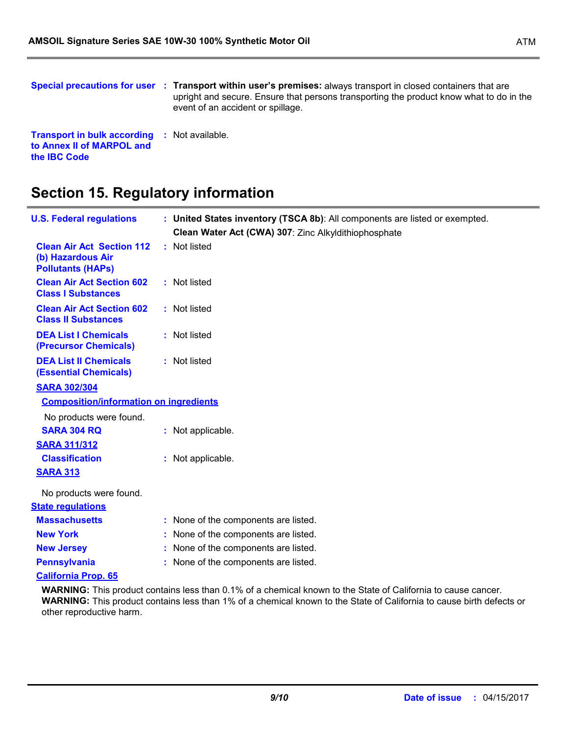**Special precautions for user** : **Transport within user's premises:** always transport in closed containers that are upright and secure. Ensure that persons transporting the product know what to do in the event of an accident or spillage.

**Transport in bulk according to Annex II of MARPOL and the IBC Code** : Not available.

## Section 15. Regulatory information

**U.S. Federal regulations** : **United States inventory (TSCA 8b)**: All components are listed or exempted.
**Clean Water Act (CWA) 307**: Zinc Alkyldithiophosphate

**Clean Air Act Section 112 (b) Hazardous Air Pollutants (HAPs)** : Not listed

**Clean Air Act Section 602 Class I Substances** : Not listed

**Clean Air Act Section 602 Class II Substances** : Not listed

**DEA List I Chemicals (Precursor Chemicals)** : Not listed

**DEA List II Chemicals (Essential Chemicals)** : Not listed

**SARA 302/304**

**Composition/information on ingredients**

No products were found.

**SARA 304 RQ** : Not applicable.

**SARA 311/312**

**Classification** : Not applicable.

**SARA 313**

No products were found.

**State regulations**

**Massachusetts** : None of the components are listed.

**New York** : None of the components are listed.

**New Jersey** : None of the components are listed.

**Pennsylvania** : None of the components are listed.

**California Prop. 65**

**WARNING:** This product contains less than 0.1% of a chemical known to the State of California to cause cancer.
**WARNING:** This product contains less than 1% of a chemical known to the State of California to cause birth defects or other reproductive harm.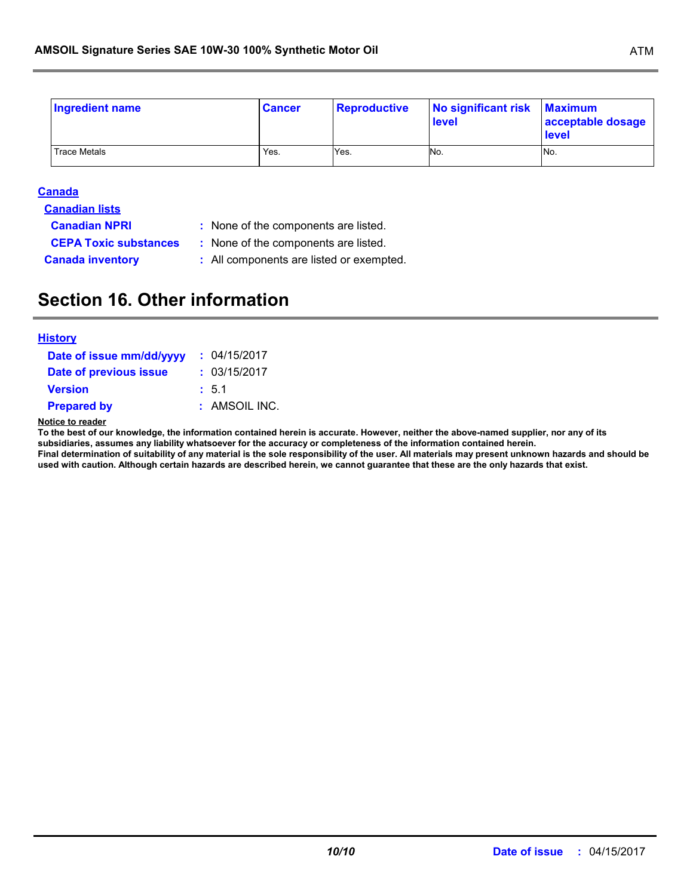| Ingredient name | Cancer | Reproductive | No significant risk level | Maximum acceptable dosage level |
|---|---|---|---|---|
| Trace Metals | Yes. | Yes. | No. | No. |

**Canada**

**Canadian lists**

**Canadian NPRI** : None of the components are listed.

**CEPA Toxic substances** : None of the components are listed.

**Canada inventory** : All components are listed or exempted.

# Section 16. Other information

**History**

**Date of issue mm/dd/yyyy** : 04/15/2017

**Date of previous issue** : 03/15/2017

**Version** : 5.1

**Prepared by** : AMSOIL INC.

**Notice to reader**

**To the best of our knowledge, the information contained herein is accurate. However, neither the above-named supplier, nor any of its subsidiaries, assumes any liability whatsoever for the accuracy or completeness of the information contained herein.**
**Final determination of suitability of any material is the sole responsibility of the user. All materials may present unknown hazards and should be used with caution. Although certain hazards are described herein, we cannot guarantee that these are the only hazards that exist.**